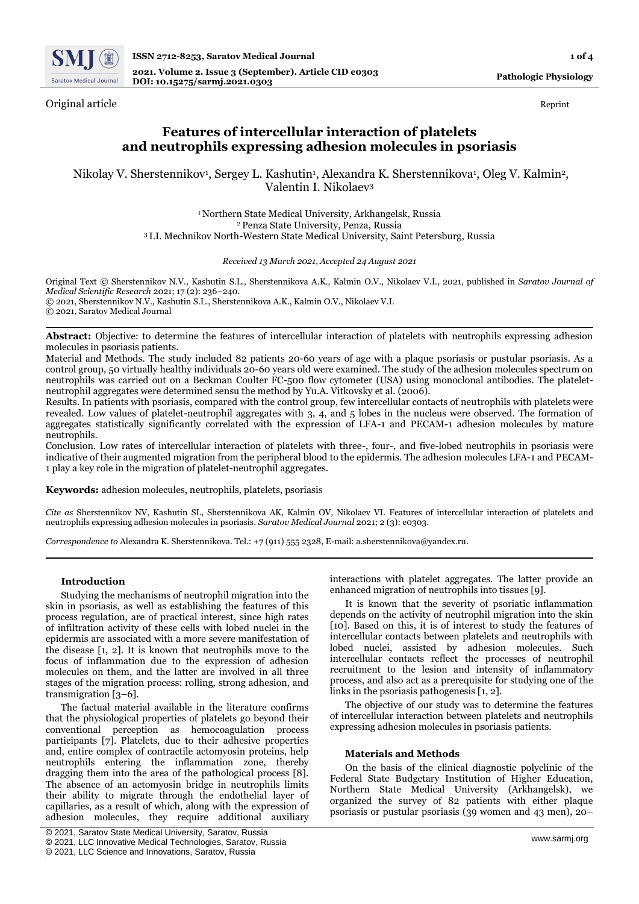Original article

Reprint

# Features of intercellular interaction of platelets and neutrophils expressing adhesion molecules in psoriasis

Nikolay V. Sherstennikov[1], Sergey L. Kashutin[1], Alexandra K. Sherstennikova[1], Oleg V. Kalmin[2], Valentin I. Nikolaev[3]

[1] Northern State Medical University, Arkhangelsk, Russia
[2] Penza State University, Penza, Russia
[3] I.I. Mechnikov North-Western State Medical University, Saint Petersburg, Russia

*Received 13 March 2021, Accepted 24 August 2021*

Original Text © Sherstennikov N.V., Kashutin S.L., Sherstennikova A.K., Kalmin O.V., Nikolaev V.I., 2021, published in *Saratov Journal of Medical Scientific Research* 2021; 17 (2): 236–240.
© 2021, Sherstennikov N.V., Kashutin S.L., Sherstennikova A.K., Kalmin O.V., Nikolaev V.I.
© 2021, Saratov Medical Journal

**Abstract:** Objective: to determine the features of intercellular interaction of platelets with neutrophils expressing adhesion molecules in psoriasis patients.

Material and Methods. The study included 82 patients 20-60 years of age with a plaque psoriasis or pustular psoriasis. As a control group, 50 virtually healthy individuals 20-60 years old were examined. The study of the adhesion molecules spectrum on neutrophils was carried out on a Beckman Coulter FC-500 flow cytometer (USA) using monoclonal antibodies. The platelet-neutrophil aggregates were determined sensu the method by Yu.A. Vitkovsky et al. (2006).

Results. In patients with psoriasis, compared with the control group, few intercellular contacts of neutrophils with platelets were revealed. Low values of platelet-neutrophil aggregates with 3, 4, and 5 lobes in the nucleus were observed. The formation of aggregates statistically significantly correlated with the expression of LFA-1 and PECAM-1 adhesion molecules by mature neutrophils.

Conclusion. Low rates of intercellular interaction of platelets with three-, four-, and five-lobed neutrophils in psoriasis were indicative of their augmented migration from the peripheral blood to the epidermis. The adhesion molecules LFA-1 and PECAM-1 play a key role in the migration of platelet-neutrophil aggregates.

**Keywords:** adhesion molecules, neutrophils, platelets, psoriasis

*Cite as* Sherstennikov NV, Kashutin SL, Sherstennikova AK, Kalmin OV, Nikolaev VI. Features of intercellular interaction of platelets and neutrophils expressing adhesion molecules in psoriasis. *Saratov Medical Journal* 2021; 2 (3): e0303.

*Correspondence to* Alexandra K. Sherstennikova. Tel.: +7 (911) 555 2328, E-mail: a.sherstennikova@yandex.ru.

## Introduction

Studying the mechanisms of neutrophil migration into the skin in psoriasis, as well as establishing the features of this process regulation, are of practical interest, since high rates of infiltration activity of these cells with lobed nuclei in the epidermis are associated with a more severe manifestation of the disease [1, 2]. It is known that neutrophils move to the focus of inflammation due to the expression of adhesion molecules on them, and the latter are involved in all three stages of the migration process: rolling, strong adhesion, and transmigration [3–6].

The factual material available in the literature confirms that the physiological properties of platelets go beyond their conventional perception as hemocoagulation process participants [7]. Platelets, due to their adhesive properties and, entire complex of contractile actomyosin proteins, help neutrophils entering the inflammation zone, thereby dragging them into the area of the pathological process [8]. The absence of an actomyosin bridge in neutrophils limits their ability to migrate through the endothelial layer of capillaries, as a result of which, along with the expression of adhesion molecules, they require additional auxiliary interactions with platelet aggregates. The latter provide an enhanced migration of neutrophils into tissues [9].

It is known that the severity of psoriatic inflammation depends on the activity of neutrophil migration into the skin [10]. Based on this, it is of interest to study the features of intercellular contacts between platelets and neutrophils with lobed nuclei, assisted by adhesion molecules. Such intercellular contacts reflect the processes of neutrophil recruitment to the lesion and intensity of inflammatory process, and also act as a prerequisite for studying one of the links in the psoriasis pathogenesis [1, 2].

The objective of our study was to determine the features of intercellular interaction between platelets and neutrophils expressing adhesion molecules in psoriasis patients.

## Materials and Methods

On the basis of the clinical diagnostic polyclinic of the Federal State Budgetary Institution of Higher Education, Northern State Medical University (Arkhangelsk), we organized the survey of 82 patients with either plaque psoriasis or pustular psoriasis (39 women and 43 men), 20–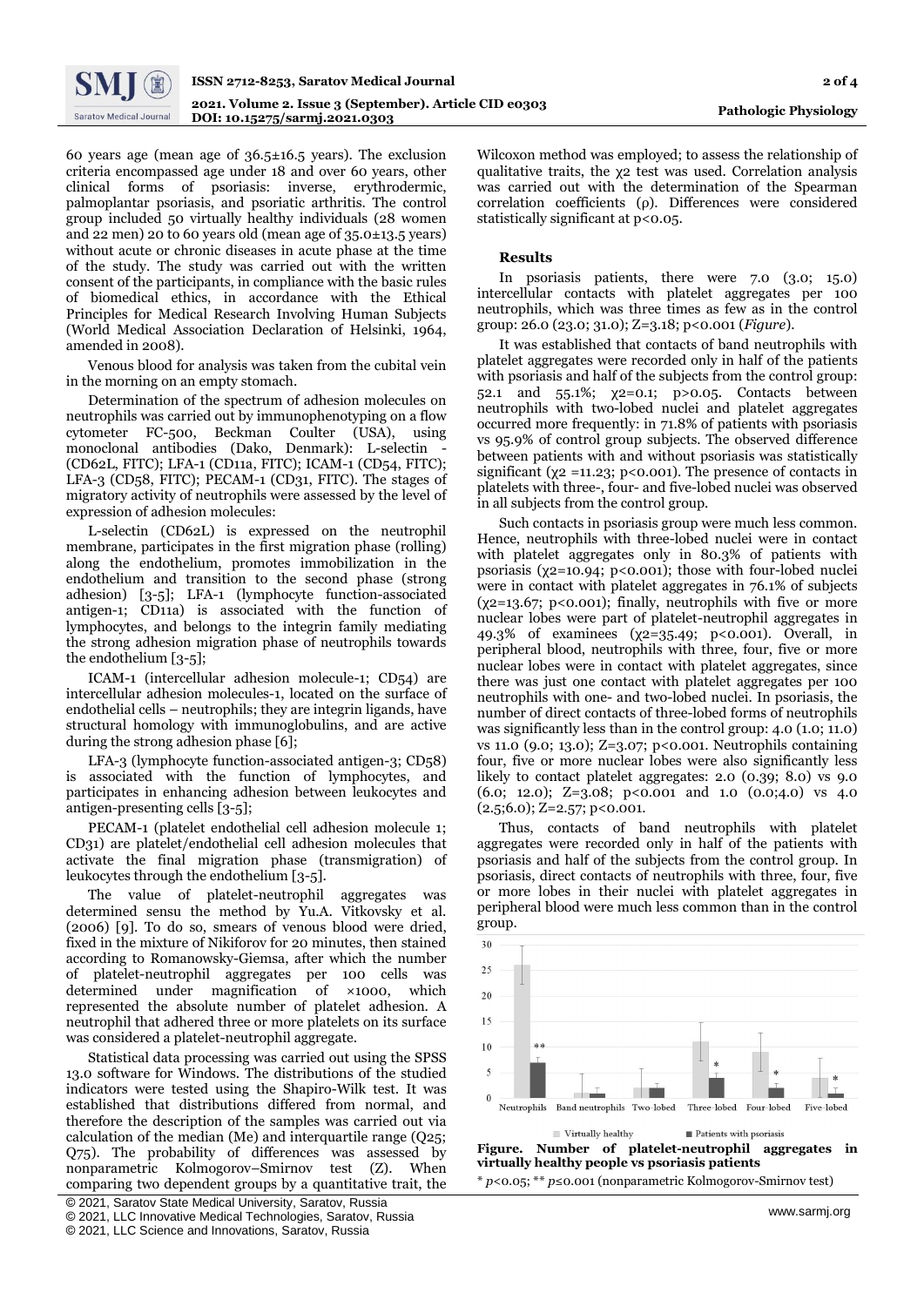60 years age (mean age of 36.5±16.5 years). The exclusion criteria encompassed age under 18 and over 60 years, other clinical forms of psoriasis: inverse, erythrodermic, palmoplantar psoriasis, and psoriatic arthritis. The control group included 50 virtually healthy individuals (28 women and 22 men) 20 to 60 years old (mean age of 35.0±13.5 years) without acute or chronic diseases in acute phase at the time of the study. The study was carried out with the written consent of the participants, in compliance with the basic rules of biomedical ethics, in accordance with the Ethical Principles for Medical Research Involving Human Subjects (World Medical Association Declaration of Helsinki, 1964, amended in 2008).

Venous blood for analysis was taken from the cubital vein in the morning on an empty stomach.

Determination of the spectrum of adhesion molecules on neutrophils was carried out by immunophenotyping on a flow cytometer FC-500, Beckman Coulter (USA), using monoclonal antibodies (Dako, Denmark): L-selectin - (CD62L, FITC); LFA-1 (CD11a, FITC); ICAM-1 (CD54, FITC); LFA-3 (CD58, FITC); PECAM-1 (CD31, FITC). The stages of migratory activity of neutrophils were assessed by the level of expression of adhesion molecules:

L-selectin (CD62L) is expressed on the neutrophil membrane, participates in the first migration phase (rolling) along the endothelium, promotes immobilization in the endothelium and transition to the second phase (strong adhesion) [3-5]; LFA-1 (lymphocyte function-associated antigen-1; CD11a) is associated with the function of lymphocytes, and belongs to the integrin family mediating the strong adhesion migration phase of neutrophils towards the endothelium [3-5];

ICAM-1 (intercellular adhesion molecule-1; CD54) are intercellular adhesion molecules-1, located on the surface of endothelial cells – neutrophils; they are integrin ligands, have structural homology with immunoglobulins, and are active during the strong adhesion phase [6];

LFA-3 (lymphocyte function-associated antigen-3; CD58) is associated with the function of lymphocytes, and participates in enhancing adhesion between leukocytes and antigen-presenting cells [3-5];

PECAM-1 (platelet endothelial cell adhesion molecule 1; CD31) are platelet/endothelial cell adhesion molecules that activate the final migration phase (transmigration) of leukocytes through the endothelium [3-5].

The value of platelet-neutrophil aggregates was determined sensu the method by Yu.A. Vitkovsky et al. (2006) [9]. To do so, smears of venous blood were dried, fixed in the mixture of Nikiforov for 20 minutes, then stained according to Romanowsky-Giemsa, after which the number of platelet-neutrophil aggregates per 100 cells was determined under magnification of ×1000, which represented the absolute number of platelet adhesion. A neutrophil that adhered three or more platelets on its surface was considered a platelet-neutrophil aggregate.

Statistical data processing was carried out using the SPSS 13.0 software for Windows. The distributions of the studied indicators were tested using the Shapiro-Wilk test. It was established that distributions differed from normal, and therefore the description of the samples was carried out via calculation of the median (Me) and interquartile range ($Q_{25}$; $Q_{75}$). The probability of differences was assessed by nonparametric Kolmogorov–Smirnov test (Z). When comparing two dependent groups by a quantitative trait, the Wilcoxon method was employed; to assess the relationship of qualitative traits, the $\chi^2$ test was used. Correlation analysis was carried out with the determination of the Spearman correlation coefficients (ρ). Differences were considered statistically significant at $p<0.05$.

### Results

In psoriasis patients, there were 7.0 (3.0; 15.0) intercellular contacts with platelet aggregates per 100 neutrophils, which was three times as few as in the control group: 26.0 (23.0; 31.0); Z=3.18; $p<0.001$ (*Figure*).

It was established that contacts of band neutrophils with platelet aggregates were recorded only in half of the patients with psoriasis and half of the subjects from the control group: 52.1 and 55.1%; $\chi^2=0.1$; $p>0.05$. Contacts between neutrophils with two-lobed nuclei and platelet aggregates occurred more frequently: in 71.8% of patients with psoriasis vs 95.9% of control group subjects. The observed difference between patients with and without psoriasis was statistically significant ($\chi^2=11.23$; $p<0.001$). The presence of contacts in platelets with three-, four- and five-lobed nuclei was observed in all subjects from the control group.

Such contacts in psoriasis group were much less common. Hence, neutrophils with three-lobed nuclei were in contact with platelet aggregates only in 80.3% of patients with psoriasis ($\chi^2=10.94$; $p<0.001$); those with four-lobed nuclei were in contact with platelet aggregates in 76.1% of subjects ($\chi^2=13.67$; $p<0.001$); finally, neutrophils with five or more nuclear lobes were part of platelet-neutrophil aggregates in 49.3% of examinees ($\chi^2=35.49$; $p<0.001$). Overall, in peripheral blood, neutrophils with three, four, five or more nuclear lobes were in contact with platelet aggregates, since there was just one contact with platelet aggregates per 100 neutrophils with one- and two-lobed nuclei. In psoriasis, the number of direct contacts of three-lobed forms of neutrophils was significantly less than in the control group: 4.0 (1.0; 11.0) vs 11.0 (9.0; 13.0); Z=3.07; $p<0.001$. Neutrophils containing four, five or more nuclear lobes were also significantly less likely to contact platelet aggregates: 2.0 (0.39; 8.0) vs 9.0 (6.0; 12.0); Z=3.08; $p<0.001$ and 1.0 (0.0;4.0) vs 4.0 (2.5;6.0); Z=2.57; $p<0.001$.

Thus, contacts of band neutrophils with platelet aggregates were recorded only in half of the patients with psoriasis and half of the subjects from the control group. In psoriasis, direct contacts of neutrophils with three, four, five or more lobes in their nuclei with platelet aggregates in peripheral blood were much less common than in the control group.

**Figure. Number of platelet-neutrophil aggregates in virtually healthy people vs psoriasis patients**

\* $p<0.05$; \*\* $p\leq0.001$ (nonparametric Kolmogorov-Smirnov test)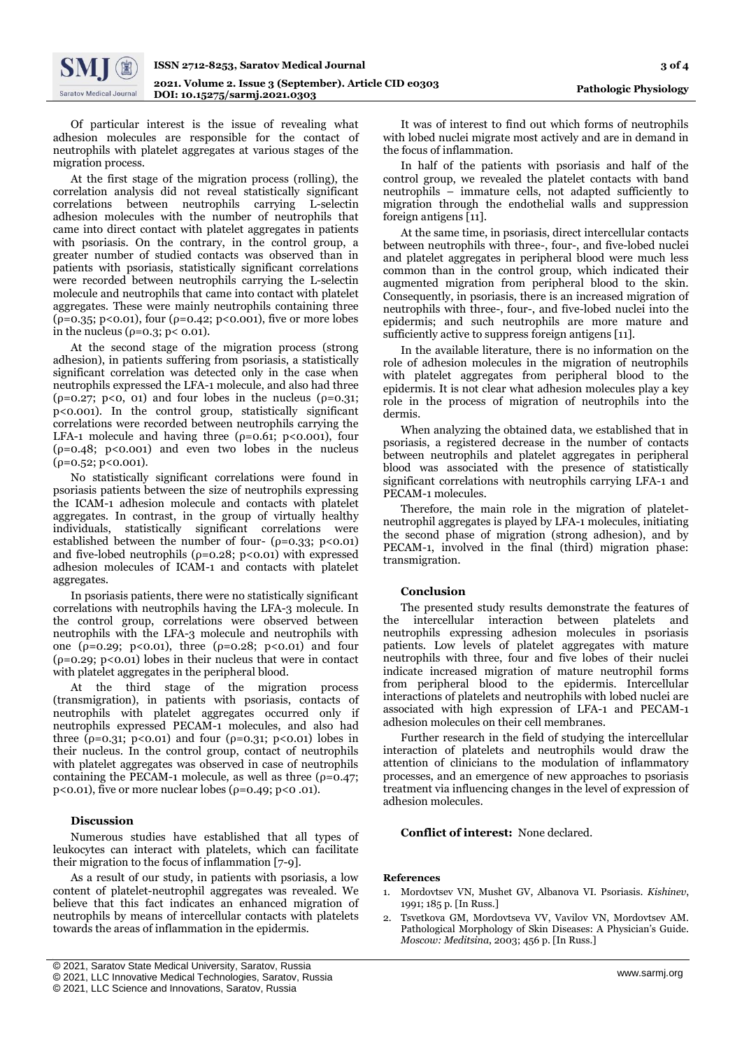Of particular interest is the issue of revealing what adhesion molecules are responsible for the contact of neutrophils with platelet aggregates at various stages of the migration process.

At the first stage of the migration process (rolling), the correlation analysis did not reveal statistically significant correlations between neutrophils carrying L-selectin adhesion molecules with the number of neutrophils that came into direct contact with platelet aggregates in patients with psoriasis. On the contrary, in the control group, a greater number of studied contacts was observed than in patients with psoriasis, statistically significant correlations were recorded between neutrophils carrying the L-selectin molecule and neutrophils that came into contact with platelet aggregates. These were mainly neutrophils containing three ($\rho$=0.35; $p$<0.01), four ($\rho$=0.42; $p$<0.001), five or more lobes in the nucleus ($\rho$=0.3; $p$< 0.01).

At the second stage of the migration process (strong adhesion), in patients suffering from psoriasis, a statistically significant correlation was detected only in the case when neutrophils expressed the LFA-1 molecule, and also had three ($\rho$=0.27; $p$<0, 01) and four lobes in the nucleus ($\rho$=0.31; $p$<0.001). In the control group, statistically significant correlations were recorded between neutrophils carrying the LFA-1 molecule and having three ($\rho$=0.61; $p$<0.001), four ($\rho$=0.48; $p$<0.001) and even two lobes in the nucleus ($\rho$=0.52; $p$<0.001).

No statistically significant correlations were found in psoriasis patients between the size of neutrophils expressing the ICAM-1 adhesion molecule and contacts with platelet aggregates. In contrast, in the group of virtually healthy individuals, statistically significant correlations were established between the number of four- ($\rho$=0.33; $p$<0.01) and five-lobed neutrophils ($\rho$=0.28; $p$<0.01) with expressed adhesion molecules of ICAM-1 and contacts with platelet aggregates.

In psoriasis patients, there were no statistically significant correlations with neutrophils having the LFA-3 molecule. In the control group, correlations were observed between neutrophils with the LFA-3 molecule and neutrophils with one ($\rho$=0.29; $p$<0.01), three ($\rho$=0.28; $p$<0.01) and four ($\rho$=0.29; $p$<0.01) lobes in their nucleus that were in contact with platelet aggregates in the peripheral blood.

At the third stage of the migration process (transmigration), in patients with psoriasis, contacts of neutrophils with platelet aggregates occurred only if neutrophils expressed PECAM-1 molecules, and also had three ($\rho$=0.31; $p$<0.01) and four ($\rho$=0.31; $p$<0.01) lobes in their nucleus. In the control group, contact of neutrophils with platelet aggregates was observed in case of neutrophils containing the PECAM-1 molecule, as well as three ($\rho$=0.47; $p$<0.01), five or more nuclear lobes ($\rho$=0.49; $p$<0 .01).

### Discussion

Numerous studies have established that all types of leukocytes can interact with platelets, which can facilitate their migration to the focus of inflammation [7-9].

As a result of our study, in patients with psoriasis, a low content of platelet-neutrophil aggregates was revealed. We believe that this fact indicates an enhanced migration of neutrophils by means of intercellular contacts with platelets towards the areas of inflammation in the epidermis.

It was of interest to find out which forms of neutrophils with lobed nuclei migrate most actively and are in demand in the focus of inflammation.

In half of the patients with psoriasis and half of the control group, we revealed the platelet contacts with band neutrophils – immature cells, not adapted sufficiently to migration through the endothelial walls and suppression foreign antigens [11].

At the same time, in psoriasis, direct intercellular contacts between neutrophils with three-, four-, and five-lobed nuclei and platelet aggregates in peripheral blood were much less common than in the control group, which indicated their augmented migration from peripheral blood to the skin. Consequently, in psoriasis, there is an increased migration of neutrophils with three-, four-, and five-lobed nuclei into the epidermis; and such neutrophils are more mature and sufficiently active to suppress foreign antigens [11].

In the available literature, there is no information on the role of adhesion molecules in the migration of neutrophils with platelet aggregates from peripheral blood to the epidermis. It is not clear what adhesion molecules play a key role in the process of migration of neutrophils into the dermis.

When analyzing the obtained data, we established that in psoriasis, a registered decrease in the number of contacts between neutrophils and platelet aggregates in peripheral blood was associated with the presence of statistically significant correlations with neutrophils carrying LFA-1 and PECAM-1 molecules.

Therefore, the main role in the migration of platelet-neutrophil aggregates is played by LFA-1 molecules, initiating the second phase of migration (strong adhesion), and by PECAM-1, involved in the final (third) migration phase: transmigration.

### Conclusion

The presented study results demonstrate the features of the intercellular interaction between platelets and neutrophils expressing adhesion molecules in psoriasis patients. Low levels of platelet aggregates with mature neutrophils with three, four and five lobes of their nuclei indicate increased migration of mature neutrophil forms from peripheral blood to the epidermis. Intercellular interactions of platelets and neutrophils with lobed nuclei are associated with high expression of LFA-1 and PECAM-1 adhesion molecules on their cell membranes.

Further research in the field of studying the intercellular interaction of platelets and neutrophils would draw the attention of clinicians to the modulation of inflammatory processes, and an emergence of new approaches to psoriasis treatment via influencing changes in the level of expression of adhesion molecules.

**Conflict of interest:** None declared.

**References**

1. Mordovtsev VN, Mushet GV, Albanova VI. Psoriasis. *Kishinev*, 1991; 185 p. [In Russ.]
2. Tsvetkova GM, Mordovtseva VV, Vavilov VN, Mordovtsev AM. Pathological Morphology of Skin Diseases: A Physician's Guide. *Moscow: Meditsina*, 2003; 456 p. [In Russ.]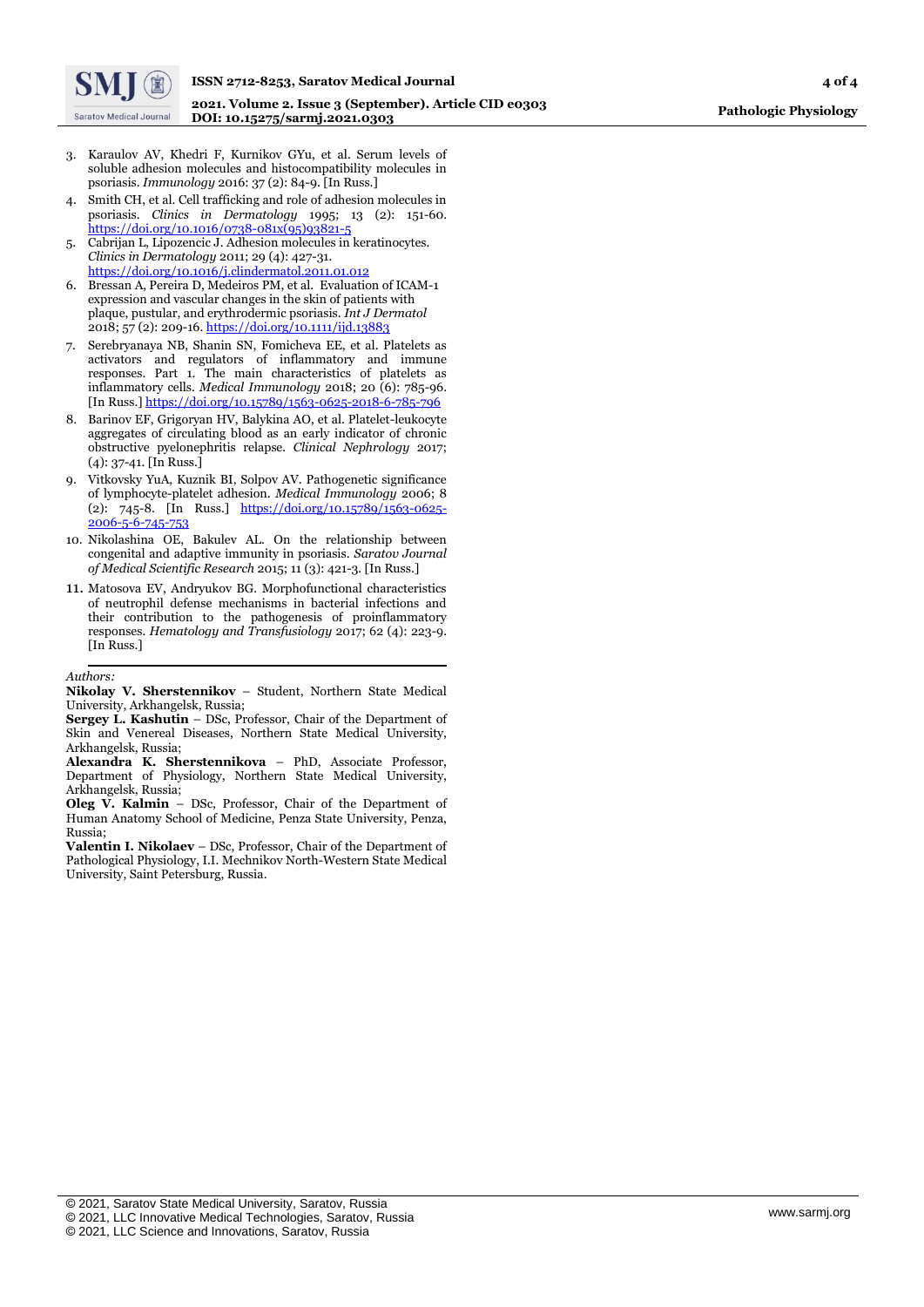3. Karaulov AV, Khedri F, Kurnikov GYu, et al. Serum levels of soluble adhesion molecules and histocompatibility molecules in psoriasis. *Immunology* 2016: 37 (2): 84-9. [In Russ.]
4. Smith CH, et al. Cell trafficking and role of adhesion molecules in psoriasis. *Clinics in Dermatology* 1995; 13 (2): 151-60. https://doi.org/10.1016/0738-081x(95)93821-5
5. Cabrijan L, Lipozencic J. Adhesion molecules in keratinocytes. *Clinics in Dermatology* 2011; 29 (4): 427-31. https://doi.org/10.1016/j.clindermatol.2011.01.012
6. Bressan A, Pereira D, Medeiros PM, et al. Evaluation of ICAM-1 expression and vascular changes in the skin of patients with plaque, pustular, and erythrodermic psoriasis. *Int J Dermatol* 2018; 57 (2): 209-16. https://doi.org/10.1111/ijd.13883
7. Serebryanaya NB, Shanin SN, Fomicheva EE, et al. Platelets as activators and regulators of inflammatory and immune responses. Part 1. The main characteristics of platelets as inflammatory cells. *Medical Immunology* 2018; 20 (6): 785-96. [In Russ.] https://doi.org/10.15789/1563-0625-2018-6-785-796
8. Barinov EF, Grigoryan HV, Balykina AO, et al. Platelet-leukocyte aggregates of circulating blood as an early indicator of chronic obstructive pyelonephritis relapse. *Clinical Nephrology* 2017; (4): 37-41. [In Russ.]
9. Vitkovsky YuA, Kuznik BI, Solpov AV. Pathogenetic significance of lymphocyte-platelet adhesion. *Medical Immunology* 2006; 8 (2): 745-8. [In Russ.] https://doi.org/10.15789/1563-0625-2006-5-6-745-753
10. Nikolashina OE, Bakulev AL. On the relationship between congenital and adaptive immunity in psoriasis. *Saratov Journal of Medical Scientific Research* 2015; 11 (3): 421-3. [In Russ.]
11. Matosova EV, Andryukov BG. Morphofunctional characteristics of neutrophil defense mechanisms in bacterial infections and their contribution to the pathogenesis of proinflammatory responses. *Hematology and Transfusiology* 2017; 62 (4): 223-9. [In Russ.]

---

*Authors:*

**Nikolay V. Sherstennikov** – Student, Northern State Medical University, Arkhangelsk, Russia;

**Sergey L. Kashutin** – DSc, Professor, Chair of the Department of Skin and Venereal Diseases, Northern State Medical University, Arkhangelsk, Russia;

**Alexandra K. Sherstennikova** – PhD, Associate Professor, Department of Physiology, Northern State Medical University, Arkhangelsk, Russia;

**Oleg V. Kalmin** – DSc, Professor, Chair of the Department of Human Anatomy School of Medicine, Penza State University, Penza, Russia;

**Valentin I. Nikolaev** – DSc, Professor, Chair of the Department of Pathological Physiology, I.I. Mechnikov North-Western State Medical University, Saint Petersburg, Russia.